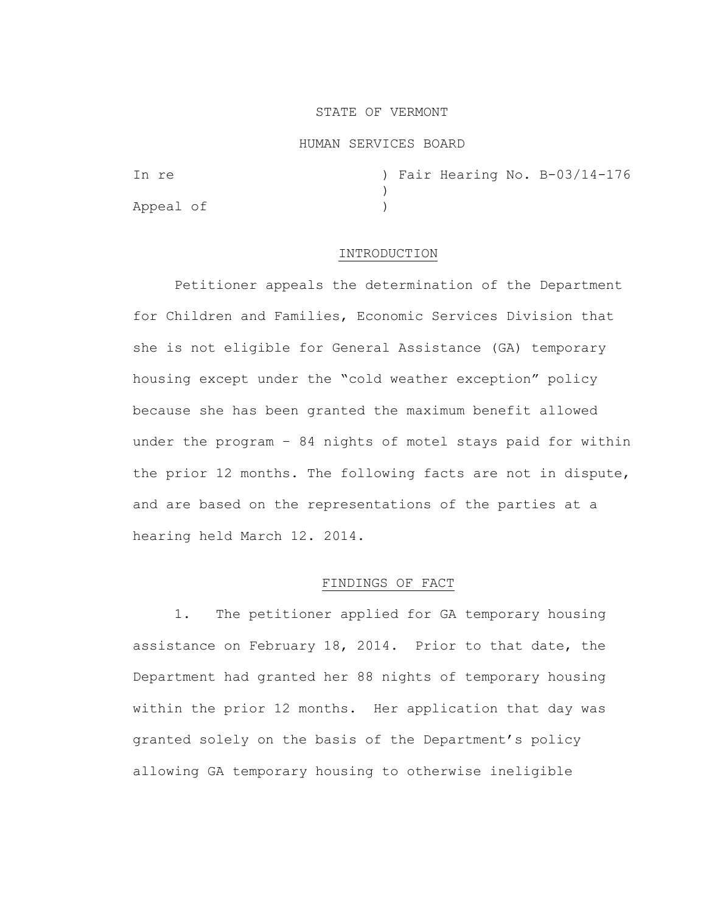STATE OF VERMONT

HUMAN SERVICES BOARD

In re ) Fair Hearing No. B-03/14-176
)
Appeal of )

## INTRODUCTION

Petitioner appeals the determination of the Department for Children and Families, Economic Services Division that she is not eligible for General Assistance (GA) temporary housing except under the "cold weather exception" policy because she has been granted the maximum benefit allowed under the program – 84 nights of motel stays paid for within the prior 12 months. The following facts are not in dispute, and are based on the representations of the parties at a hearing held March 12. 2014.

## FINDINGS OF FACT

1. The petitioner applied for GA temporary housing assistance on February 18, 2014. Prior to that date, the Department had granted her 88 nights of temporary housing within the prior 12 months. Her application that day was granted solely on the basis of the Department's policy allowing GA temporary housing to otherwise ineligible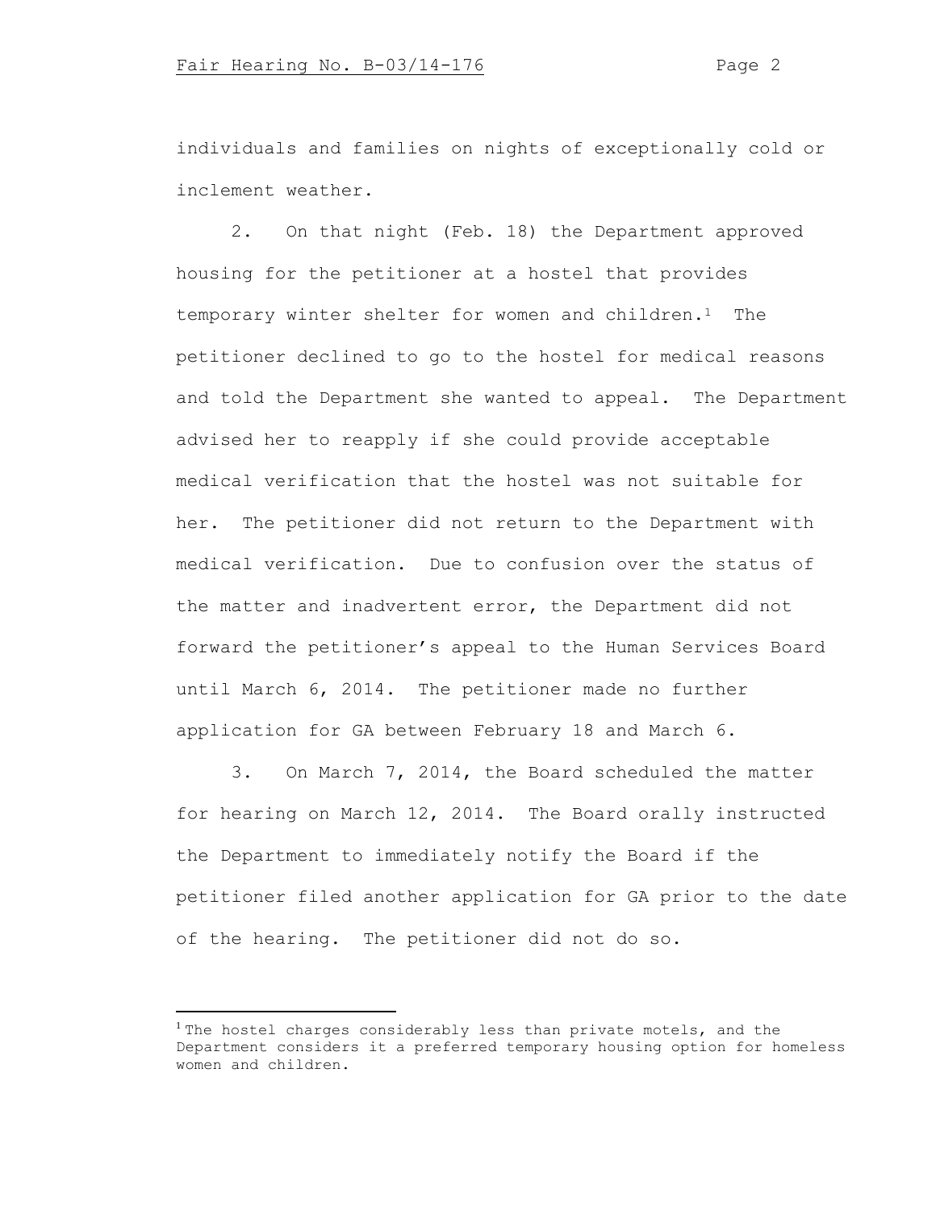individuals and families on nights of exceptionally cold or inclement weather.

2. On that night (Feb. 18) the Department approved housing for the petitioner at a hostel that provides temporary winter shelter for women and children.[1] The petitioner declined to go to the hostel for medical reasons and told the Department she wanted to appeal. The Department advised her to reapply if she could provide acceptable medical verification that the hostel was not suitable for her. The petitioner did not return to the Department with medical verification. Due to confusion over the status of the matter and inadvertent error, the Department did not forward the petitioner's appeal to the Human Services Board until March 6, 2014. The petitioner made no further application for GA between February 18 and March 6.

3. On March 7, 2014, the Board scheduled the matter for hearing on March 12, 2014. The Board orally instructed the Department to immediately notify the Board if the petitioner filed another application for GA prior to the date of the hearing. The petitioner did not do so.

---

[1] The hostel charges considerably less than private motels, and the Department considers it a preferred temporary housing option for homeless women and children.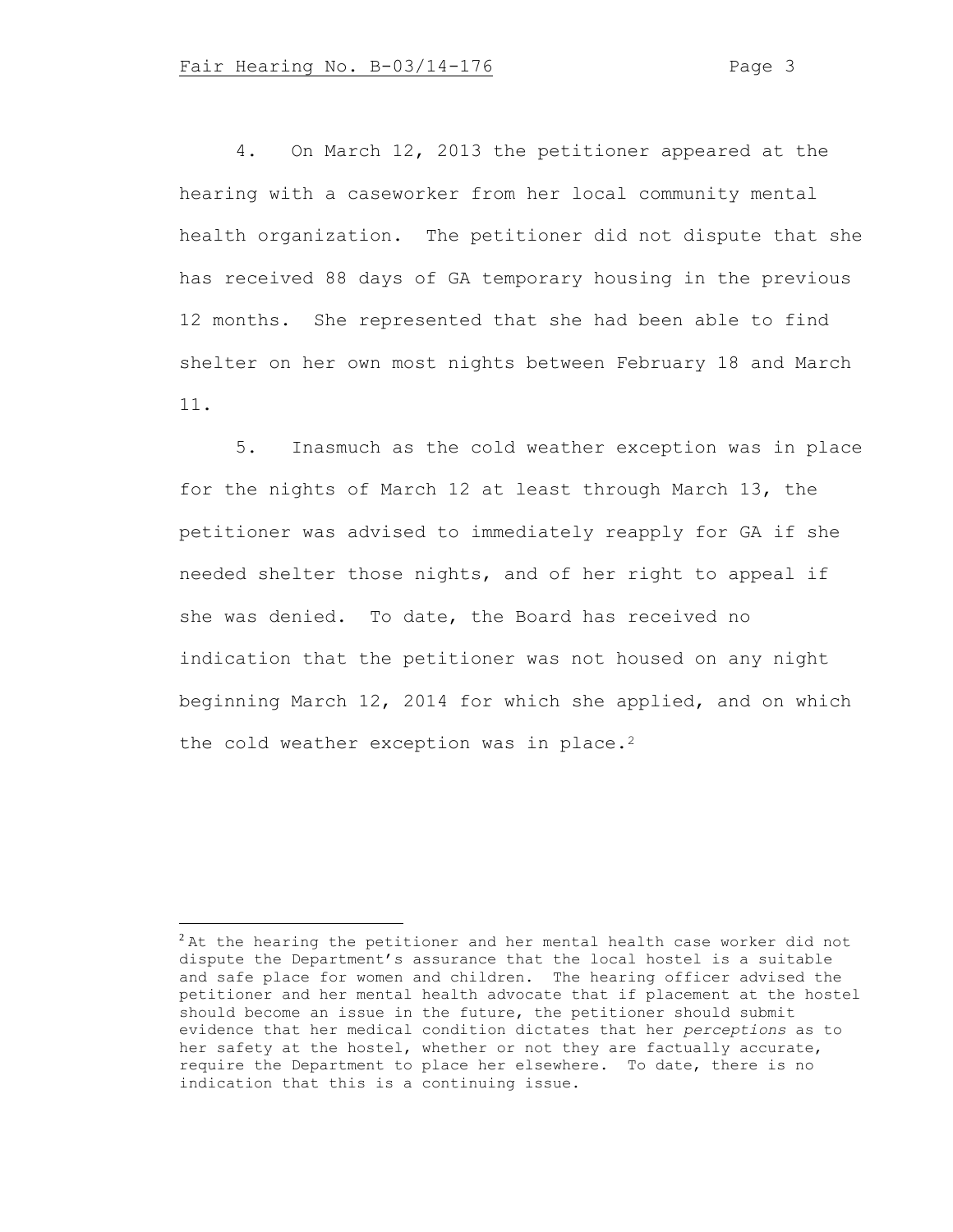4. On March 12, 2013 the petitioner appeared at the hearing with a caseworker from her local community mental health organization. The petitioner did not dispute that she has received 88 days of GA temporary housing in the previous 12 months. She represented that she had been able to find shelter on her own most nights between February 18 and March 11.

5. Inasmuch as the cold weather exception was in place for the nights of March 12 at least through March 13, the petitioner was advised to immediately reapply for GA if she needed shelter those nights, and of her right to appeal if she was denied. To date, the Board has received no indication that the petitioner was not housed on any night beginning March 12, 2014 for which she applied, and on which the cold weather exception was in place.[2]

---

[2] At the hearing the petitioner and her mental health case worker did not dispute the Department's assurance that the local hostel is a suitable and safe place for women and children. The hearing officer advised the petitioner and her mental health advocate that if placement at the hostel should become an issue in the future, the petitioner should submit evidence that her medical condition dictates that her *perceptions* as to her safety at the hostel, whether or not they are factually accurate, require the Department to place her elsewhere. To date, there is no indication that this is a continuing issue.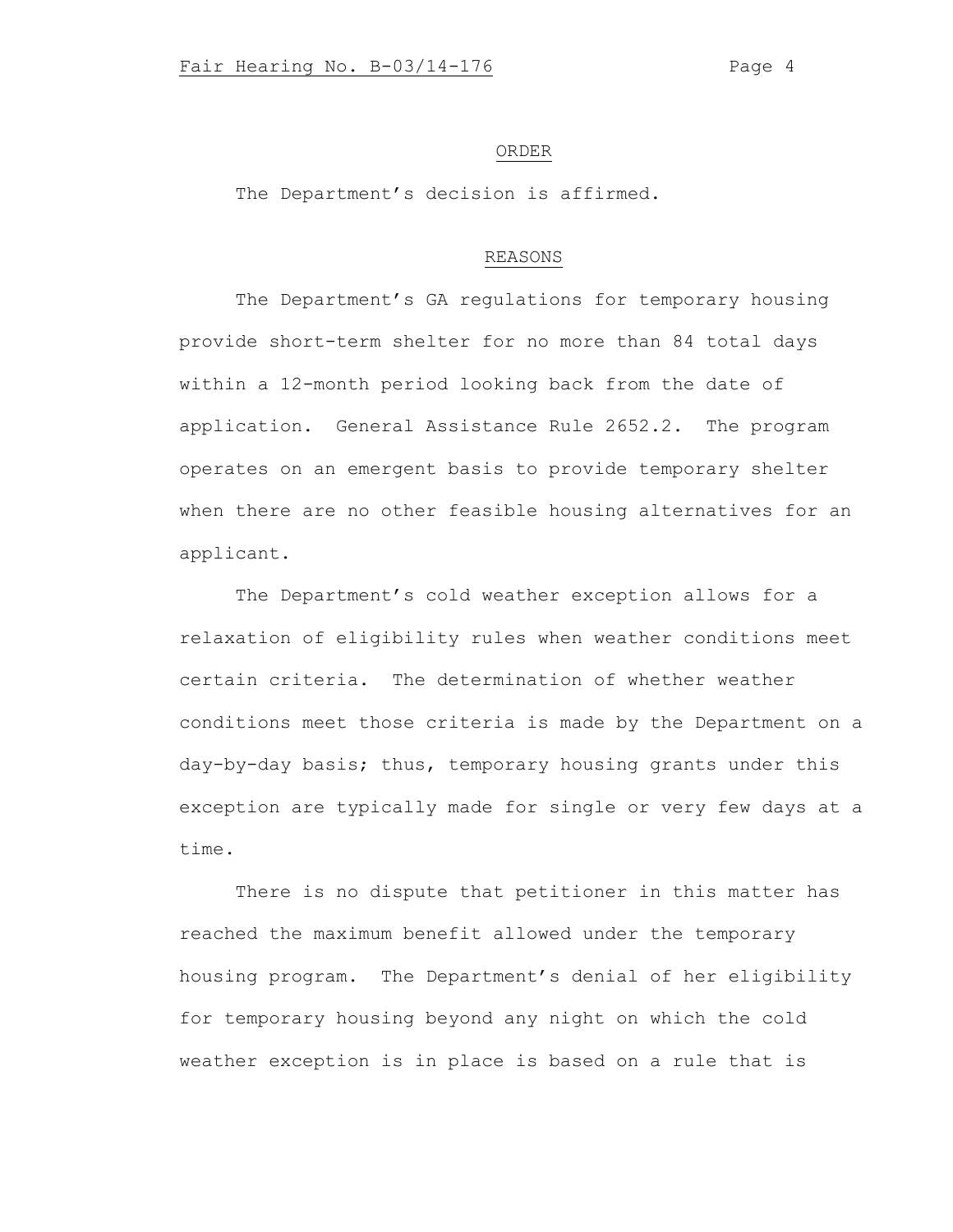## ORDER

The Department's decision is affirmed.

## REASONS

The Department's GA regulations for temporary housing provide short-term shelter for no more than 84 total days within a 12-month period looking back from the date of application. General Assistance Rule 2652.2. The program operates on an emergent basis to provide temporary shelter when there are no other feasible housing alternatives for an applicant.

The Department's cold weather exception allows for a relaxation of eligibility rules when weather conditions meet certain criteria. The determination of whether weather conditions meet those criteria is made by the Department on a day-by-day basis; thus, temporary housing grants under this exception are typically made for single or very few days at a time.

There is no dispute that petitioner in this matter has reached the maximum benefit allowed under the temporary housing program. The Department's denial of her eligibility for temporary housing beyond any night on which the cold weather exception is in place is based on a rule that is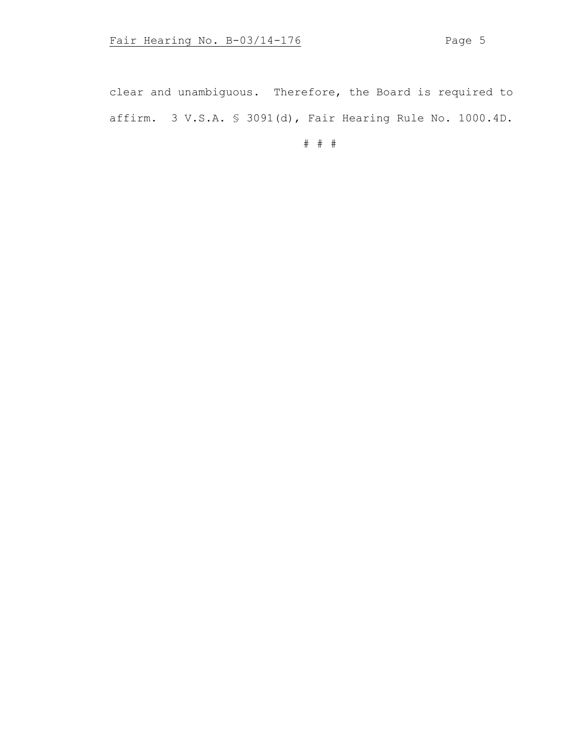clear and unambiguous. Therefore, the Board is required to affirm. 3 V.S.A. § 3091(d), Fair Hearing Rule No. 1000.4D.

# # #